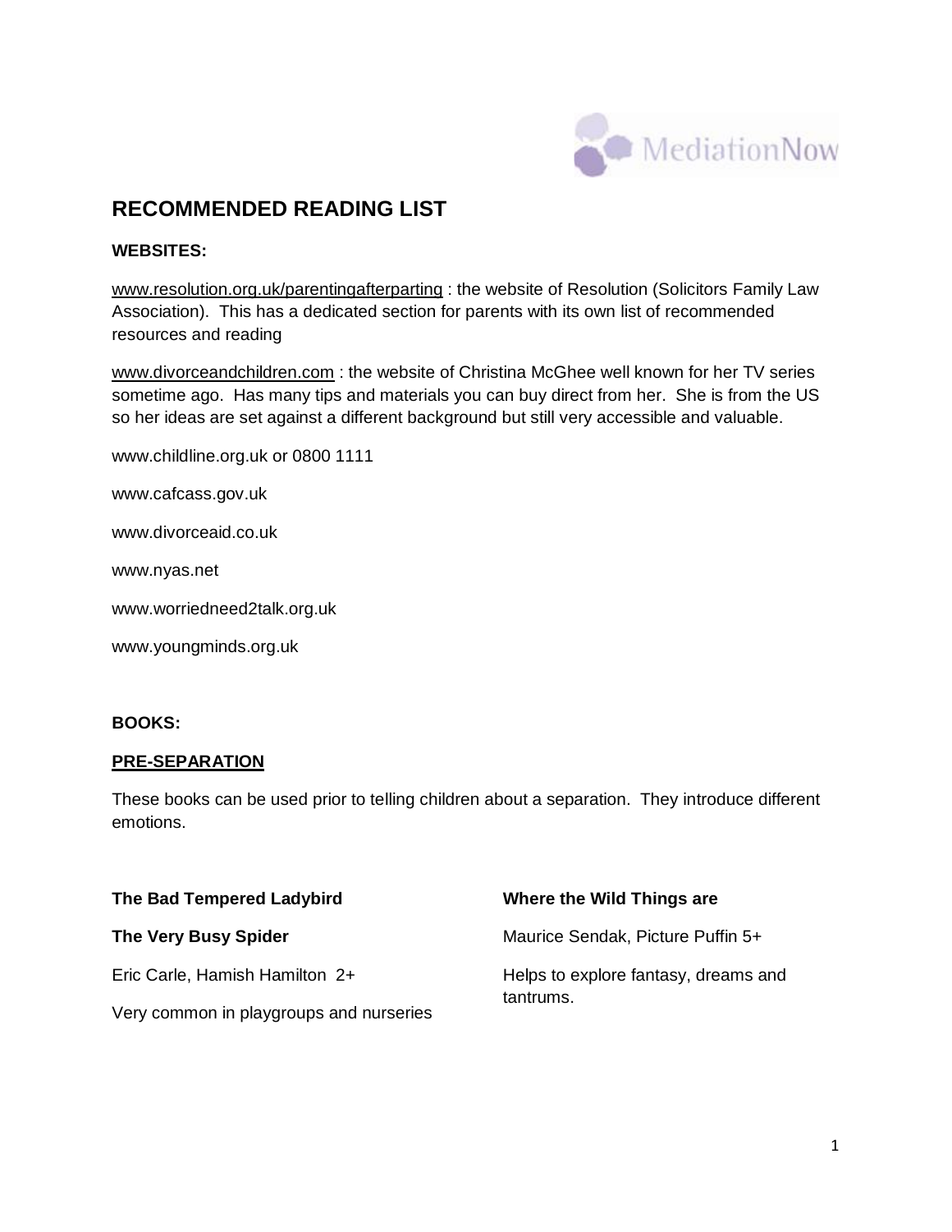# RECOMMENDED READING LIST

**WEBSITES:**

www.resolution.org.uk/parentingafterparting : the website of Resolution (Solicitors Family Law Association). This has a dedicated section for parents with its own list of recommended resources and reading

www.divorceandchildren.com : the website of Christina McGhee well known for her TV series sometime ago. Has many tips and materials you can buy direct from her. She is from the US so her ideas are set against a different background but still very accessible and valuable.

www.childline.org.uk or 0800 1111

www.cafcass.gov.uk

www.divorceaid.co.uk

www.nyas.net

www.worriedneed2talk.org.uk

www.youngminds.org.uk

**BOOKS:**

**PRE-SEPARATION**

These books can be used prior to telling children about a separation. They introduce different emotions.

**The Bad Tempered Ladybird**

**The Very Busy Spider**

Eric Carle, Hamish Hamilton 2+

Very common in playgroups and nurseries

**Where the Wild Things are**

Maurice Sendak, Picture Puffin 5+

Helps to explore fantasy, dreams and tantrums.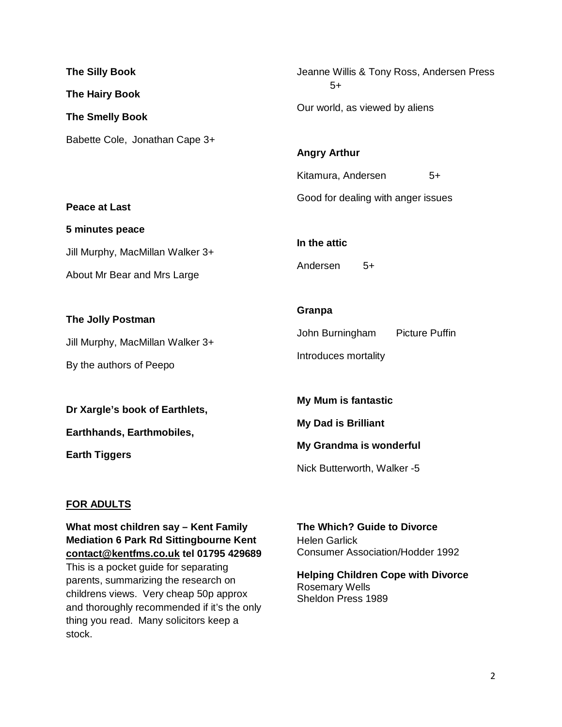**The Silly Book**

**The Hairy Book**

**The Smelly Book**

Babette Cole, Jonathan Cape 3+

**Peace at Last**

**5 minutes peace**

Jill Murphy, MacMillan Walker 3+

About Mr Bear and Mrs Large

**The Jolly Postman**

Jill Murphy, MacMillan Walker 3+

By the authors of Peepo

**Dr Xargle's book of Earthlets,**

**Earthhands, Earthmobiles,**

**Earth Tiggers**

Jeanne Willis & Tony Ross, Andersen Press 5+

Our world, as viewed by aliens

**Angry Arthur**

Kitamura, Andersen 5+

Good for dealing with anger issues

**In the attic**

Andersen 5+

**Granpa**

John Burningham Picture Puffin

Introduces mortality

**My Mum is fantastic**

**My Dad is Brilliant**

**My Grandma is wonderful**

Nick Butterworth, Walker -5

## FOR ADULTS

**What most children say – Kent Family Mediation 6 Park Rd Sittingbourne Kent contact@kentfms.co.uk tel 01795 429689**
This is a pocket guide for separating parents, summarizing the research on childrens views. Very cheap 50p approx and thoroughly recommended if it's the only thing you read. Many solicitors keep a stock.

**The Which? Guide to Divorce**
Helen Garlick
Consumer Association/Hodder 1992

**Helping Children Cope with Divorce**
Rosemary Wells
Sheldon Press 1989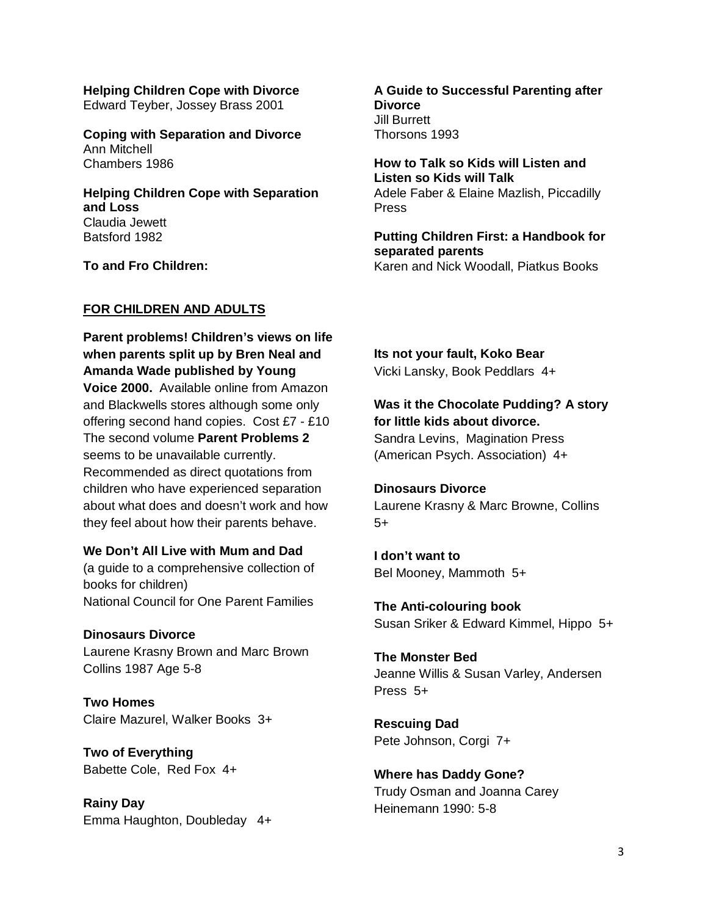**Helping Children Cope with Divorce**
Edward Teyber, Jossey Brass 2001

**Coping with Separation and Divorce**
Ann Mitchell
Chambers 1986

**Helping Children Cope with Separation and Loss**
Claudia Jewett
Batsford 1982

**To and Fro Children:**

**A Guide to Successful Parenting after Divorce**
Jill Burrett
Thorsons 1993

**How to Talk so Kids will Listen and Listen so Kids will Talk**
Adele Faber & Elaine Mazlish, Piccadilly Press

**Putting Children First: a Handbook for separated parents**
Karen and Nick Woodall, Piatkus Books

## FOR CHILDREN AND ADULTS

**Parent problems! Children's views on life when parents split up by Bren Neal and Amanda Wade published by Young Voice 2000.** Available online from Amazon and Blackwells stores although some only offering second hand copies. Cost £7 - £10 The second volume **Parent Problems 2** seems to be unavailable currently. Recommended as direct quotations from children who have experienced separation about what does and doesn't work and how they feel about how their parents behave.

**We Don't All Live with Mum and Dad**
(a guide to a comprehensive collection of books for children)
National Council for One Parent Families

**Dinosaurs Divorce**
Laurene Krasny Brown and Marc Brown
Collins 1987 Age 5-8

**Two Homes**
Claire Mazurel, Walker Books 3+

**Two of Everything**
Babette Cole, Red Fox 4+

**Rainy Day**
Emma Haughton, Doubleday 4+

**Its not your fault, Koko Bear**
Vicki Lansky, Book Peddlars 4+

**Was it the Chocolate Pudding? A story for little kids about divorce.**
Sandra Levins, Magination Press (American Psych. Association) 4+

**Dinosaurs Divorce**
Laurene Krasny & Marc Browne, Collins 5+

**I don't want to**
Bel Mooney, Mammoth 5+

**The Anti-colouring book**
Susan Sriker & Edward Kimmel, Hippo 5+

**The Monster Bed**
Jeanne Willis & Susan Varley, Andersen Press 5+

**Rescuing Dad**
Pete Johnson, Corgi 7+

**Where has Daddy Gone?**
Trudy Osman and Joanna Carey
Heinemann 1990: 5-8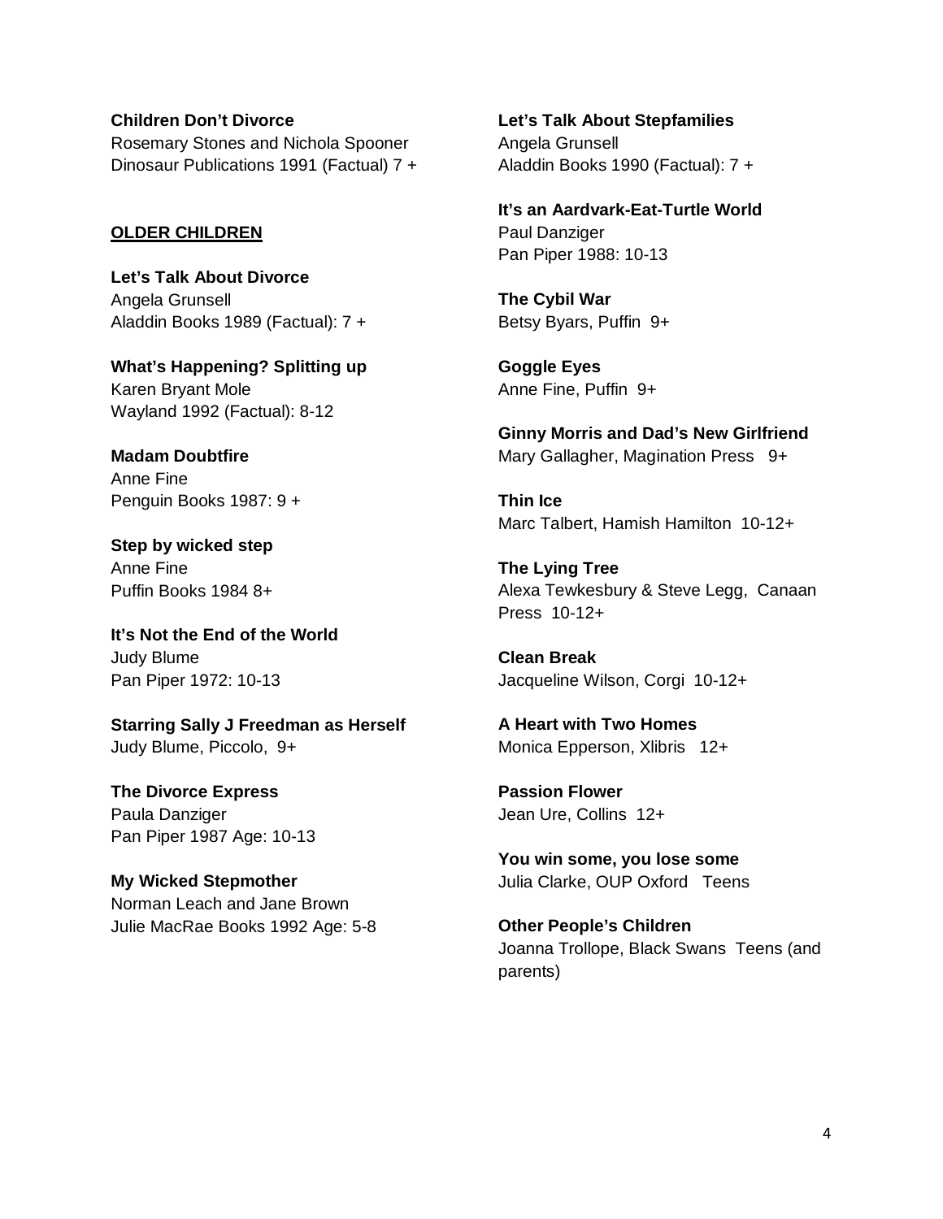**Children Don't Divorce**
Rosemary Stones and Nichola Spooner
Dinosaur Publications 1991 (Factual) 7 +

**OLDER CHILDREN**

**Let's Talk About Divorce**
Angela Grunsell
Aladdin Books 1989 (Factual): 7 +

**What's Happening? Splitting up**
Karen Bryant Mole
Wayland 1992 (Factual): 8-12

**Madam Doubtfire**
Anne Fine
Penguin Books 1987: 9 +

**Step by wicked step**
Anne Fine
Puffin Books 1984 8+

**It's Not the End of the World**
Judy Blume
Pan Piper 1972: 10-13

**Starring Sally J Freedman as Herself**
Judy Blume, Piccolo, 9+

**The Divorce Express**
Paula Danziger
Pan Piper 1987 Age: 10-13

**My Wicked Stepmother**
Norman Leach and Jane Brown
Julie MacRae Books 1992 Age: 5-8

**Let's Talk About Stepfamilies**
Angela Grunsell
Aladdin Books 1990 (Factual): 7 +

**It's an Aardvark-Eat-Turtle World**
Paul Danziger
Pan Piper 1988: 10-13

**The Cybil War**
Betsy Byars, Puffin 9+

**Goggle Eyes**
Anne Fine, Puffin 9+

**Ginny Morris and Dad's New Girlfriend**
Mary Gallagher, Magination Press 9+

**Thin Ice**
Marc Talbert, Hamish Hamilton 10-12+

**The Lying Tree**
Alexa Tewkesbury & Steve Legg, Canaan Press 10-12+

**Clean Break**
Jacqueline Wilson, Corgi 10-12+

**A Heart with Two Homes**
Monica Epperson, Xlibris 12+

**Passion Flower**
Jean Ure, Collins 12+

**You win some, you lose some**
Julia Clarke, OUP Oxford Teens

**Other People's Children**
Joanna Trollope, Black Swans Teens (and parents)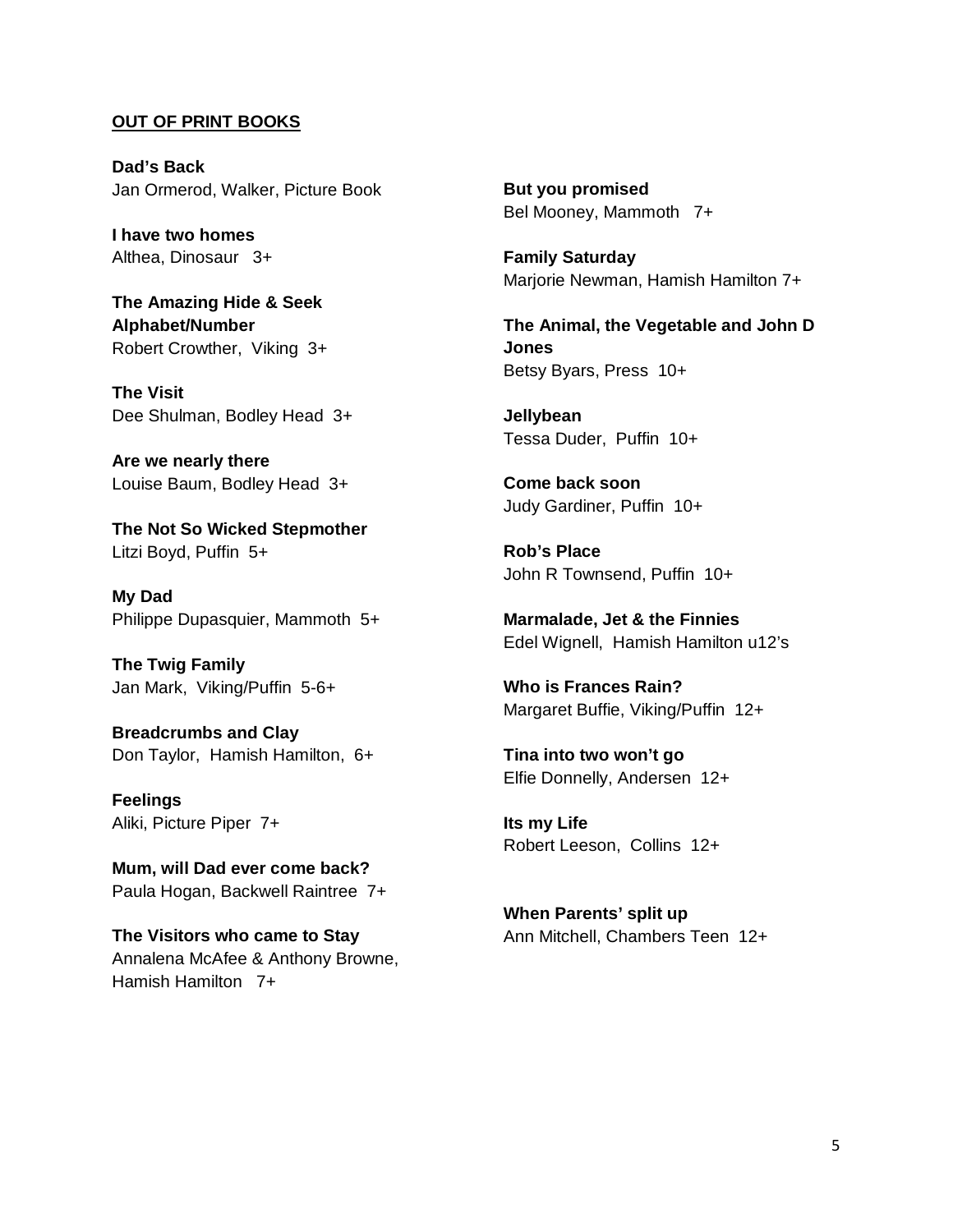**OUT OF PRINT BOOKS**

**Dad's Back**
Jan Ormerod, Walker, Picture Book

**I have two homes**
Althea, Dinosaur 3+

**The Amazing Hide & Seek Alphabet/Number**
Robert Crowther, Viking 3+

**The Visit**
Dee Shulman, Bodley Head 3+

**Are we nearly there**
Louise Baum, Bodley Head 3+

**The Not So Wicked Stepmother**
Litzi Boyd, Puffin 5+

**My Dad**
Philippe Dupasquier, Mammoth 5+

**The Twig Family**
Jan Mark, Viking/Puffin 5-6+

**Breadcrumbs and Clay**
Don Taylor, Hamish Hamilton, 6+

**Feelings**
Aliki, Picture Piper 7+

**Mum, will Dad ever come back?**
Paula Hogan, Backwell Raintree 7+

**The Visitors who came to Stay**
Annalena McAfee & Anthony Browne, Hamish Hamilton 7+

**But you promised**
Bel Mooney, Mammoth 7+

**Family Saturday**
Marjorie Newman, Hamish Hamilton 7+

**The Animal, the Vegetable and John D Jones**
Betsy Byars, Press 10+

**Jellybean**
Tessa Duder, Puffin 10+

**Come back soon**
Judy Gardiner, Puffin 10+

**Rob's Place**
John R Townsend, Puffin 10+

**Marmalade, Jet & the Finnies**
Edel Wignell, Hamish Hamilton u12's

**Who is Frances Rain?**
Margaret Buffie, Viking/Puffin 12+

**Tina into two won't go**
Elfie Donnelly, Andersen 12+

**Its my Life**
Robert Leeson, Collins 12+

**When Parents' split up**
Ann Mitchell, Chambers Teen 12+